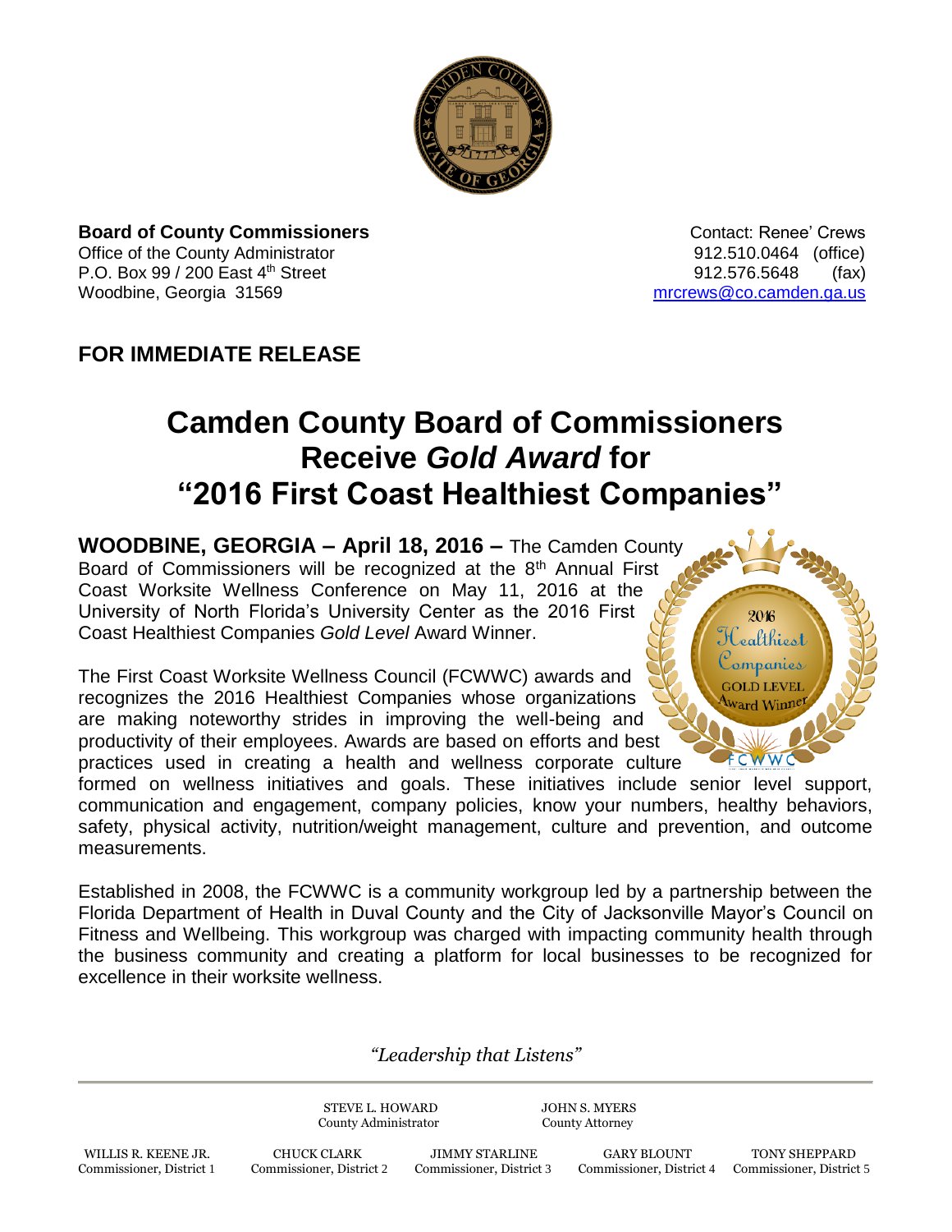**Board of County Commissioners**
Office of the County Administrator
P.O. Box 99 / 200 East 4th Street
Woodbine, Georgia 31569

Contact: Renee' Crews
912.510.0464 (office)
912.576.5648 (fax)
mrcrews@co.camden.ga.us

**FOR IMMEDIATE RELEASE**

# Camden County Board of Commissioners Receive *Gold Award* for "2016 First Coast Healthiest Companies"

**WOODBINE, GEORGIA – April 18, 2016 –** The Camden County Board of Commissioners will be recognized at the 8th Annual First Coast Worksite Wellness Conference on May 11, 2016 at the University of North Florida's University Center as the 2016 First Coast Healthiest Companies *Gold Level* Award Winner.

The First Coast Worksite Wellness Council (FCWWC) awards and recognizes the 2016 Healthiest Companies whose organizations are making noteworthy strides in improving the well-being and productivity of their employees. Awards are based on efforts and best practices used in creating a health and wellness corporate culture formed on wellness initiatives and goals. These initiatives include senior level support, communication and engagement, company policies, know your numbers, healthy behaviors, safety, physical activity, nutrition/weight management, culture and prevention, and outcome measurements.

Established in 2008, the FCWWC is a community workgroup led by a partnership between the Florida Department of Health in Duval County and the City of Jacksonville Mayor's Council on Fitness and Wellbeing. This workgroup was charged with impacting community health through the business community and creating a platform for local businesses to be recognized for excellence in their worksite wellness.

*"Leadership that Listens"*

STEVE L. HOWARD, County Administrator
JOHN S. MYERS, County Attorney

WILLIS R. KEENE JR., Commissioner, District 1
CHUCK CLARK, Commissioner, District 2
JIMMY STARLINE, Commissioner, District 3
GARY BLOUNT, Commissioner, District 4
TONY SHEPPARD, Commissioner, District 5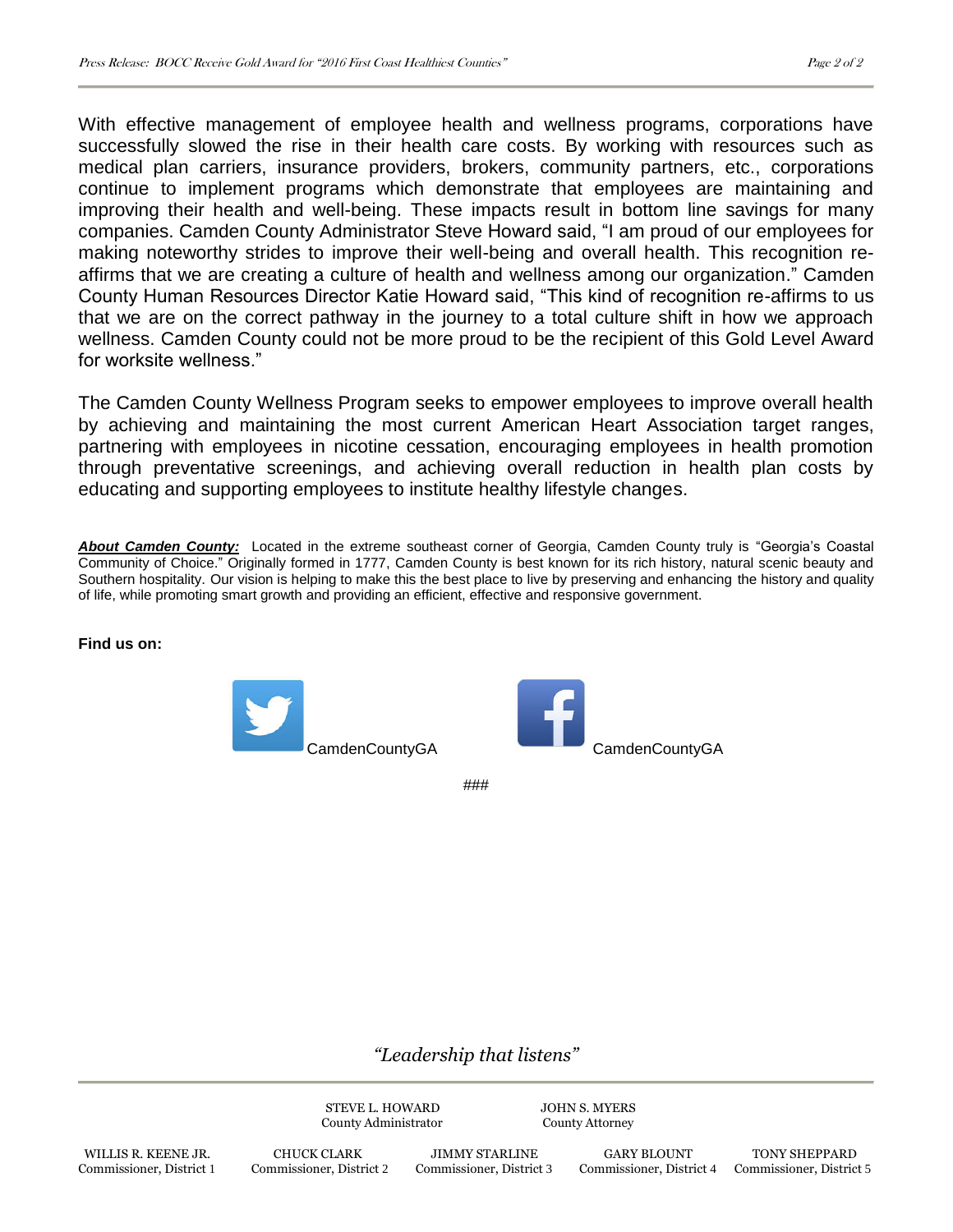With effective management of employee health and wellness programs, corporations have successfully slowed the rise in their health care costs. By working with resources such as medical plan carriers, insurance providers, brokers, community partners, etc., corporations continue to implement programs which demonstrate that employees are maintaining and improving their health and well-being. These impacts result in bottom line savings for many companies. Camden County Administrator Steve Howard said, "I am proud of our employees for making noteworthy strides to improve their well-being and overall health. This recognition re-affirms that we are creating a culture of health and wellness among our organization." Camden County Human Resources Director Katie Howard said, "This kind of recognition re-affirms to us that we are on the correct pathway in the journey to a total culture shift in how we approach wellness. Camden County could not be more proud to be the recipient of this Gold Level Award for worksite wellness."

The Camden County Wellness Program seeks to empower employees to improve overall health by achieving and maintaining the most current American Heart Association target ranges, partnering with employees in nicotine cessation, encouraging employees in health promotion through preventative screenings, and achieving overall reduction in health plan costs by educating and supporting employees to institute healthy lifestyle changes.

***About Camden County:*** Located in the extreme southeast corner of Georgia, Camden County truly is "Georgia's Coastal Community of Choice." Originally formed in 1777, Camden County is best known for its rich history, natural scenic beauty and Southern hospitality. Our vision is helping to make this the best place to live by preserving and enhancing the history and quality of life, while promoting smart growth and providing an efficient, effective and responsive government.

**Find us on:**

CamdenCountyGA CamdenCountyGA

###

*"Leadership that listens"*

STEVE L. HOWARD
County Administrator

JOHN S. MYERS
County Attorney

WILLIS R. KEENE JR.
Commissioner, District 1

CHUCK CLARK
Commissioner, District 2

JIMMY STARLINE
Commissioner, District 3

GARY BLOUNT
Commissioner, District 4

TONY SHEPPARD
Commissioner, District 5